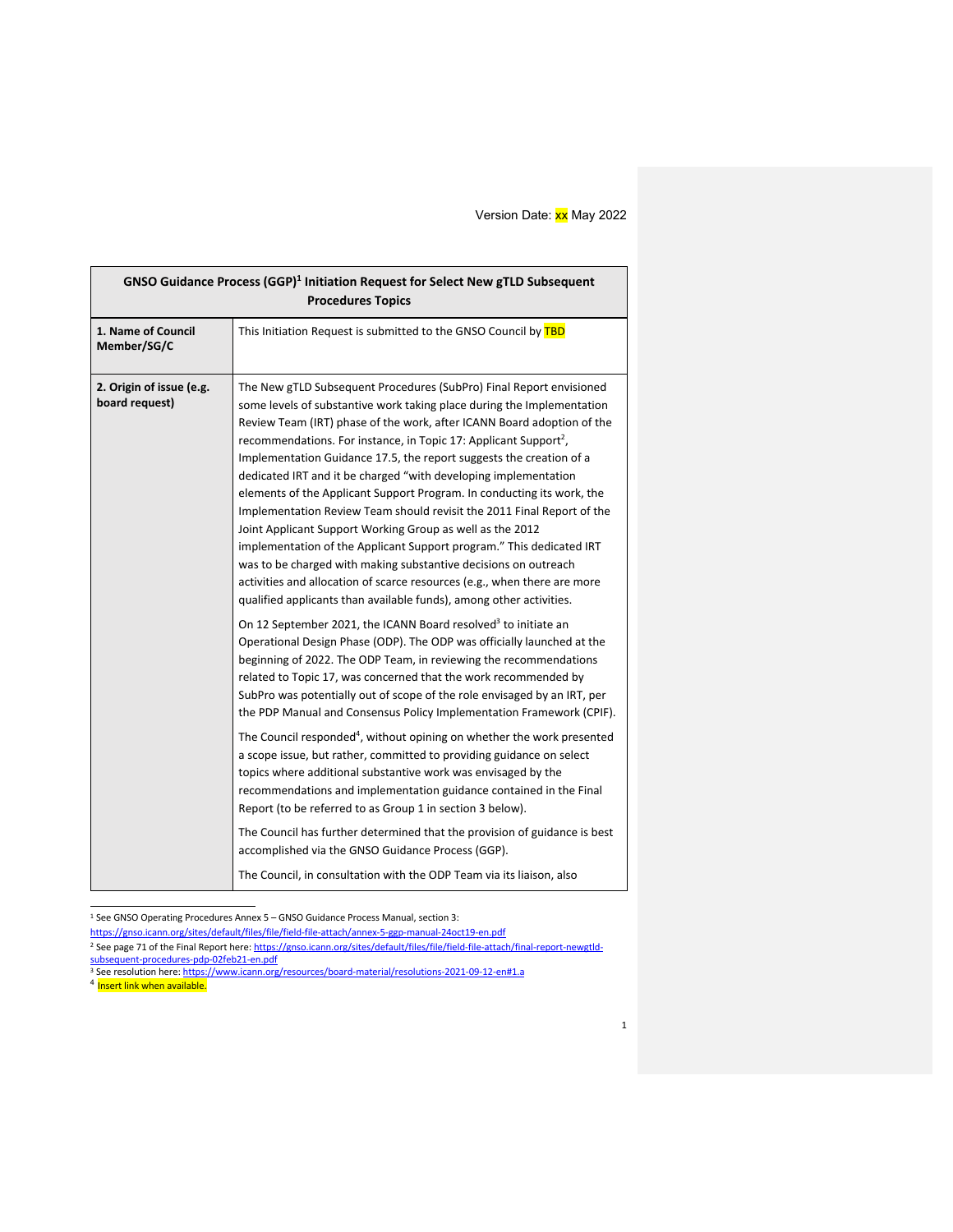Version Date: xx May 2022

| GNSO Guidance Process (GGP)[1] Initiation Request for Select New gTLD Subsequent Procedures Topics | |
|---|---|
| **1. Name of Council Member/SG/C** | This Initiation Request is submitted to the GNSO Council by TBD |
| **2. Origin of issue (e.g. board request)** | The New gTLD Subsequent Procedures (SubPro) Final Report envisioned some levels of substantive work taking place during the Implementation Review Team (IRT) phase of the work, after ICANN Board adoption of the recommendations. For instance, in Topic 17: Applicant Support[2], Implementation Guidance 17.5, the report suggests the creation of a dedicated IRT and it be charged "with developing implementation elements of the Applicant Support Program. In conducting its work, the Implementation Review Team should revisit the 2011 Final Report of the Joint Applicant Support Working Group as well as the 2012 implementation of the Applicant Support program." This dedicated IRT was to be charged with making substantive decisions on outreach activities and allocation of scarce resources (e.g., when there are more qualified applicants than available funds), among other activities.<br><br>On 12 September 2021, the ICANN Board resolved[3] to initiate an Operational Design Phase (ODP). The ODP was officially launched at the beginning of 2022. The ODP Team, in reviewing the recommendations related to Topic 17, was concerned that the work recommended by SubPro was potentially out of scope of the role envisaged by an IRT, per the PDP Manual and Consensus Policy Implementation Framework (CPIF).<br><br>The Council responded[4], without opining on whether the work presented a scope issue, but rather, committed to providing guidance on select topics where additional substantive work was envisaged by the recommendations and implementation guidance contained in the Final Report (to be referred to as Group 1 in section 3 below).<br><br>The Council has further determined that the provision of guidance is best accomplished via the GNSO Guidance Process (GGP).<br><br>The Council, in consultation with the ODP Team via its liaison, also |

[1] See GNSO Operating Procedures Annex 5 – GNSO Guidance Process Manual, section 3: https://gnso.icann.org/sites/default/files/file/field-file-attach/annex-5-ggp-manual-24oct19-en.pdf

[2] See page 71 of the Final Report here: https://gnso.icann.org/sites/default/files/file/field-file-attach/final-report-newgtld-subsequent-procedures-pdp-02feb21-en.pdf

[3] See resolution here: https://www.icann.org/resources/board-material/resolutions-2021-09-12-en#1.a

[4] Insert link when available.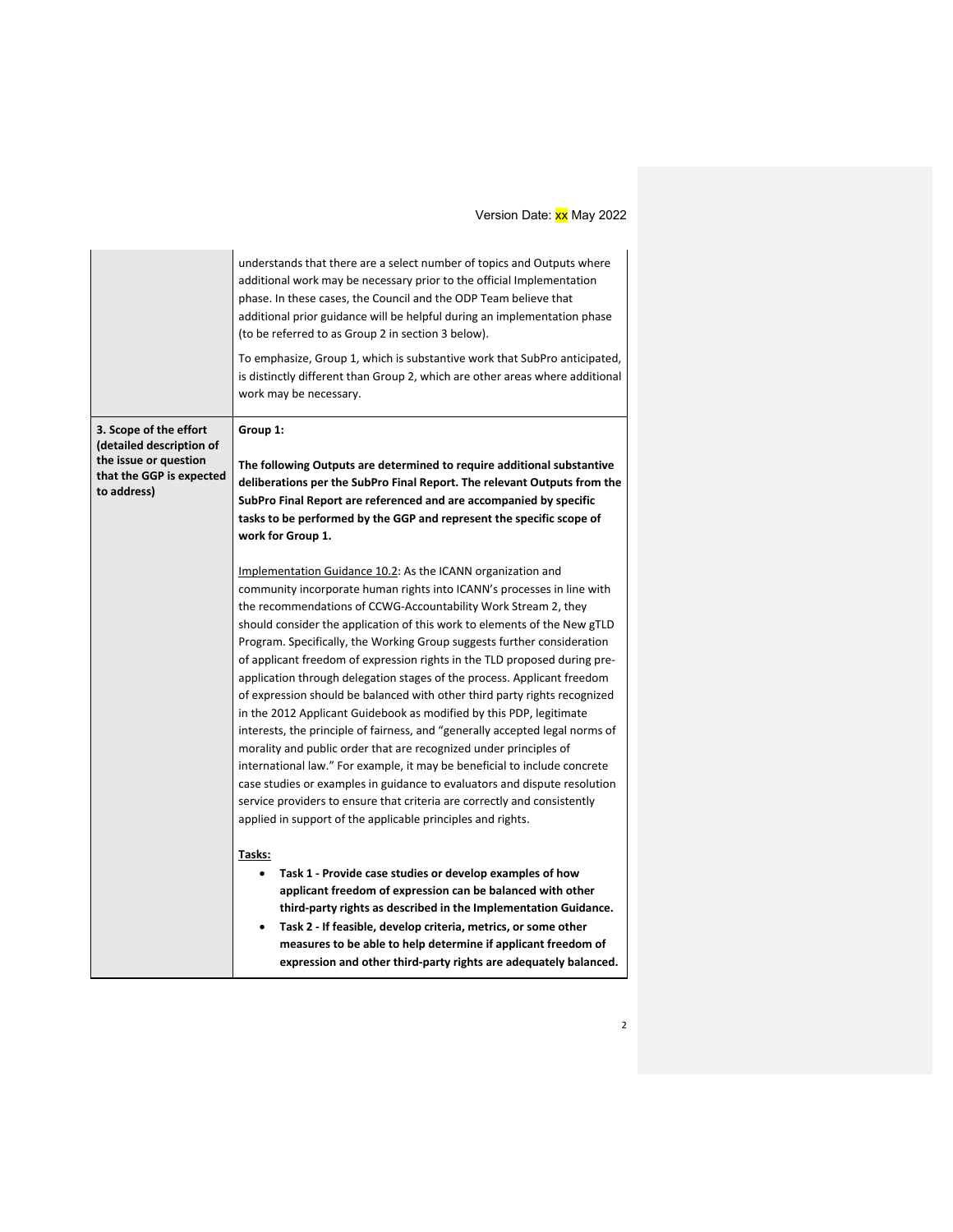| | |
|---|---|
| | understands that there are a select number of topics and Outputs where additional work may be necessary prior to the official Implementation phase. In these cases, the Council and the ODP Team believe that additional prior guidance will be helpful during an implementation phase (to be referred to as Group 2 in section 3 below).<br><br>To emphasize, Group 1, which is substantive work that SubPro anticipated, is distinctly different than Group 2, which are other areas where additional work may be necessary. |
| **3. Scope of the effort (detailed description of the issue or question that the GGP is expected to address)** | **Group 1:**<br><br>**The following Outputs are determined to require additional substantive deliberations per the SubPro Final Report. The relevant Outputs from the SubPro Final Report are referenced and are accompanied by specific tasks to be performed by the GGP and represent the specific scope of work for Group 1.**<br><br>Implementation Guidance 10.2: As the ICANN organization and community incorporate human rights into ICANN's processes in line with the recommendations of CCWG-Accountability Work Stream 2, they should consider the application of this work to elements of the New gTLD Program. Specifically, the Working Group suggests further consideration of applicant freedom of expression rights in the TLD proposed during pre-application through delegation stages of the process. Applicant freedom of expression should be balanced with other third party rights recognized in the 2012 Applicant Guidebook as modified by this PDP, legitimate interests, the principle of fairness, and "generally accepted legal norms of morality and public order that are recognized under principles of international law." For example, it may be beneficial to include concrete case studies or examples in guidance to evaluators and dispute resolution service providers to ensure that criteria are correctly and consistently applied in support of the applicable principles and rights.<br><br>**Tasks:**<br>• **Task 1 - Provide case studies or develop examples of how applicant freedom of expression can be balanced with other third-party rights as described in the Implementation Guidance.**<br>• **Task 2 - If feasible, develop criteria, metrics, or some other measures to be able to help determine if applicant freedom of expression and other third-party rights are adequately balanced.** |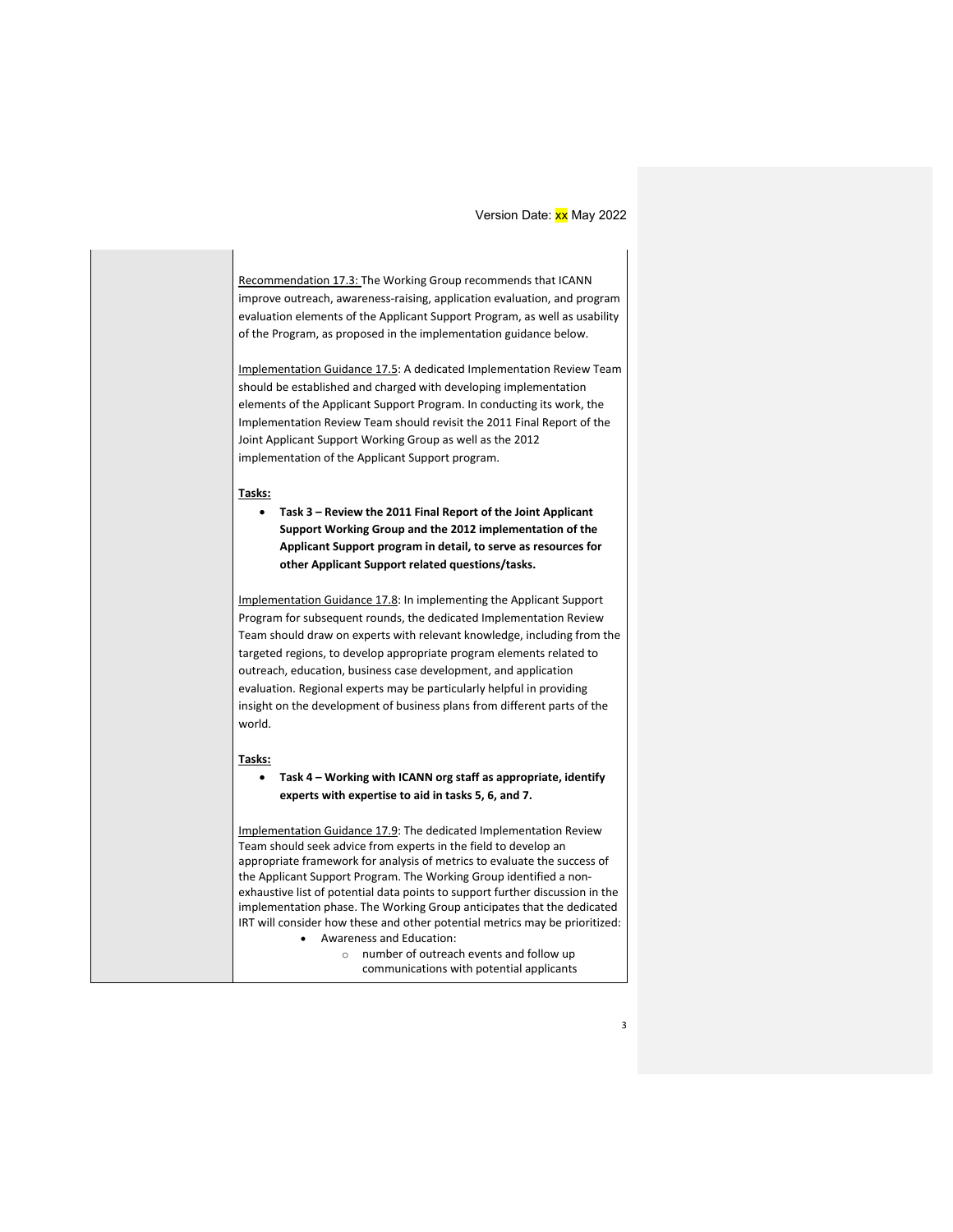Recommendation 17.3: The Working Group recommends that ICANN improve outreach, awareness-raising, application evaluation, and program evaluation elements of the Applicant Support Program, as well as usability of the Program, as proposed in the implementation guidance below.

Implementation Guidance 17.5: A dedicated Implementation Review Team should be established and charged with developing implementation elements of the Applicant Support Program. In conducting its work, the Implementation Review Team should revisit the 2011 Final Report of the Joint Applicant Support Working Group as well as the 2012 implementation of the Applicant Support program.

**Tasks:**

- **Task 3 – Review the 2011 Final Report of the Joint Applicant Support Working Group and the 2012 implementation of the Applicant Support program in detail, to serve as resources for other Applicant Support related questions/tasks.**

Implementation Guidance 17.8: In implementing the Applicant Support Program for subsequent rounds, the dedicated Implementation Review Team should draw on experts with relevant knowledge, including from the targeted regions, to develop appropriate program elements related to outreach, education, business case development, and application evaluation. Regional experts may be particularly helpful in providing insight on the development of business plans from different parts of the world.

**Tasks:**

- **Task 4 – Working with ICANN org staff as appropriate, identify experts with expertise to aid in tasks 5, 6, and 7.**

Implementation Guidance 17.9: The dedicated Implementation Review Team should seek advice from experts in the field to develop an appropriate framework for analysis of metrics to evaluate the success of the Applicant Support Program. The Working Group identified a non-exhaustive list of potential data points to support further discussion in the implementation phase. The Working Group anticipates that the dedicated IRT will consider how these and other potential metrics may be prioritized:

- Awareness and Education:
  - number of outreach events and follow up communications with potential applicants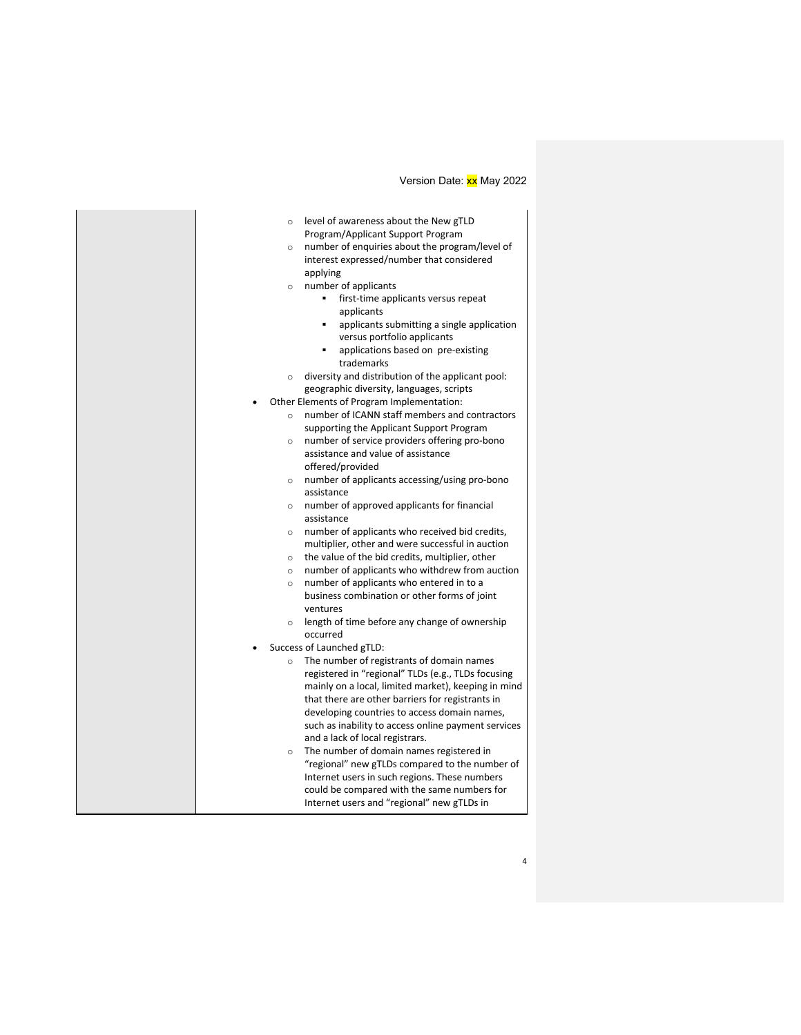Version Date: xx May 2022

| | |
|---|---|
| | <ul><li>level of awareness about the New gTLD Program/Applicant Support Program</li><li>number of enquiries about the program/level of interest expressed/number that considered applying</li><li>number of applicants<ul><li>first-time applicants versus repeat applicants</li><li>applicants submitting a single application versus portfolio applicants</li><li>applications based on pre-existing trademarks</li></ul></li><li>diversity and distribution of the applicant pool: geographic diversity, languages, scripts</li></ul><ul><li>Other Elements of Program Implementation:<ul><li>number of ICANN staff members and contractors supporting the Applicant Support Program</li><li>number of service providers offering pro-bono assistance and value of assistance offered/provided</li><li>number of applicants accessing/using pro-bono assistance</li><li>number of approved applicants for financial assistance</li><li>number of applicants who received bid credits, multiplier, other and were successful in auction</li><li>the value of the bid credits, multiplier, other</li><li>number of applicants who withdrew from auction</li><li>number of applicants who entered in to a business combination or other forms of joint ventures</li><li>length of time before any change of ownership occurred</li></ul></li><li>Success of Launched gTLD:<ul><li>The number of registrants of domain names registered in "regional" TLDs (e.g., TLDs focusing mainly on a local, limited market), keeping in mind that there are other barriers for registrants in developing countries to access domain names, such as inability to access online payment services and a lack of local registrars.</li><li>The number of domain names registered in "regional" new gTLDs compared to the number of Internet users in such regions. These numbers could be compared with the same numbers for Internet users and "regional" new gTLDs in</li></ul></li></ul> |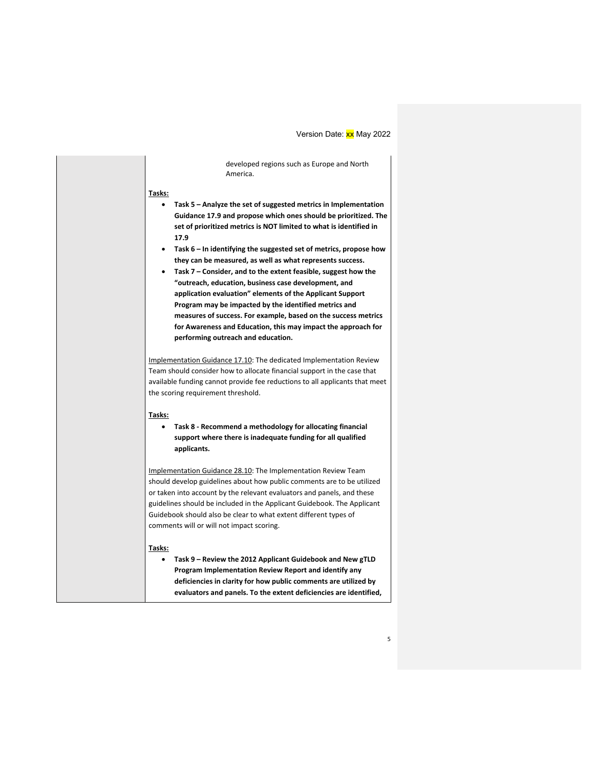developed regions such as Europe and North America.

**Tasks:**

- **Task 5 – Analyze the set of suggested metrics in Implementation Guidance 17.9 and propose which ones should be prioritized. The set of prioritized metrics is NOT limited to what is identified in 17.9**
- **Task 6 – In identifying the suggested set of metrics, propose how they can be measured, as well as what represents success.**
- **Task 7 – Consider, and to the extent feasible, suggest how the "outreach, education, business case development, and application evaluation" elements of the Applicant Support Program may be impacted by the identified metrics and measures of success. For example, based on the success metrics for Awareness and Education, this may impact the approach for performing outreach and education.**

Implementation Guidance 17.10: The dedicated Implementation Review Team should consider how to allocate financial support in the case that available funding cannot provide fee reductions to all applicants that meet the scoring requirement threshold.

**Tasks:**

- **Task 8 - Recommend a methodology for allocating financial support where there is inadequate funding for all qualified applicants.**

Implementation Guidance 28.10: The Implementation Review Team should develop guidelines about how public comments are to be utilized or taken into account by the relevant evaluators and panels, and these guidelines should be included in the Applicant Guidebook. The Applicant Guidebook should also be clear to what extent different types of comments will or will not impact scoring.

**Tasks:**

- **Task 9 – Review the 2012 Applicant Guidebook and New gTLD Program Implementation Review Report and identify any deficiencies in clarity for how public comments are utilized by evaluators and panels. To the extent deficiencies are identified,**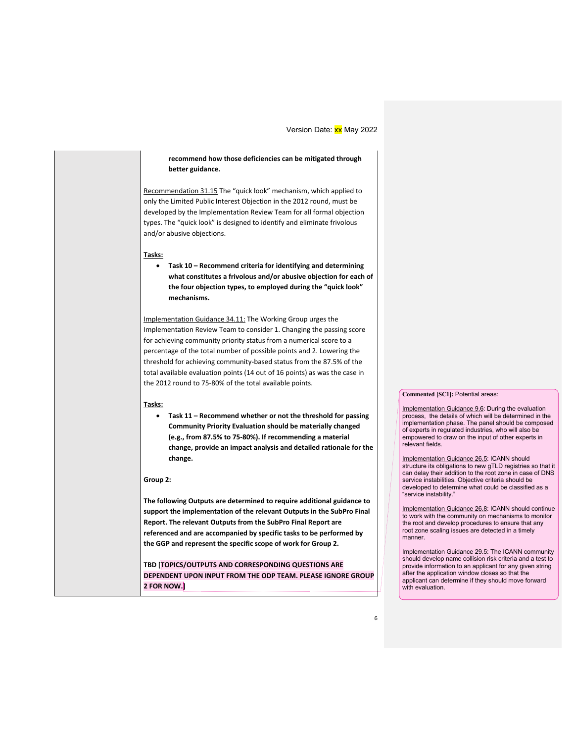**recommend how those deficiencies can be mitigated through better guidance.**

Recommendation 31.15 The "quick look" mechanism, which applied to only the Limited Public Interest Objection in the 2012 round, must be developed by the Implementation Review Team for all formal objection types. The "quick look" is designed to identify and eliminate frivolous and/or abusive objections.

**Tasks:**

- **Task 10 – Recommend criteria for identifying and determining what constitutes a frivolous and/or abusive objection for each of the four objection types, to employed during the "quick look" mechanisms.**

Implementation Guidance 34.11: The Working Group urges the Implementation Review Team to consider 1. Changing the passing score for achieving community priority status from a numerical score to a percentage of the total number of possible points and 2. Lowering the threshold for achieving community-based status from the 87.5% of the total available evaluation points (14 out of 16 points) as was the case in the 2012 round to 75-80% of the total available points.

**Tasks:**

- **Task 11 – Recommend whether or not the threshold for passing Community Priority Evaluation should be materially changed (e.g., from 87.5% to 75-80%). If recommending a material change, provide an impact analysis and detailed rationale for the change.**

**Group 2:**

**The following Outputs are determined to require additional guidance to support the implementation of the relevant Outputs in the SubPro Final Report. The relevant Outputs from the SubPro Final Report are referenced and are accompanied by specific tasks to be performed by the GGP and represent the specific scope of work for Group 2.**

**TBD [TOPICS/OUTPUTS AND CORRESPONDING QUESTIONS ARE DEPENDENT UPON INPUT FROM THE ODP TEAM. PLEASE IGNORE GROUP 2 FOR NOW.]**

**Commented [SC1]:** Potential areas:

Implementation Guidance 9.6: During the evaluation process, the details of which will be determined in the implementation phase. The panel should be composed of experts in regulated industries, who will also be empowered to draw on the input of other experts in relevant fields.

Implementation Guidance 26.5: ICANN should structure its obligations to new gTLD registries so that it can delay their addition to the root zone in case of DNS service instabilities. Objective criteria should be developed to determine what could be classified as a "service instability."

Implementation Guidance 26.8: ICANN should continue to work with the community on mechanisms to monitor the root and develop procedures to ensure that any root zone scaling issues are detected in a timely manner.

Implementation Guidance 29.5: The ICANN community should develop name collision risk criteria and a test to provide information to an applicant for any given string after the application window closes so that the applicant can determine if they should move forward with evaluation.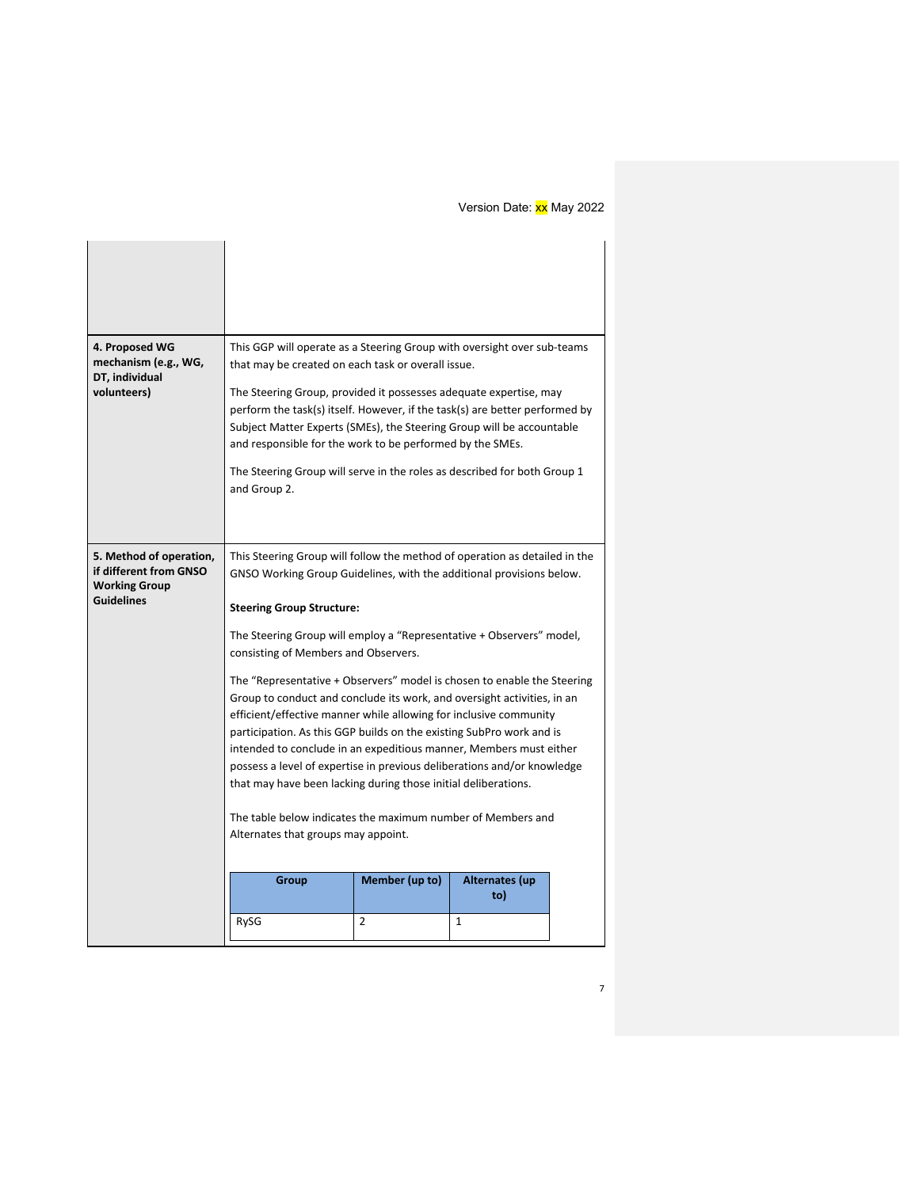Version Date: xx May 2022

| | |
|---|---|
| | |
| **4. Proposed WG mechanism (e.g., WG, DT, individual volunteers)** | This GGP will operate as a Steering Group with oversight over sub-teams that may be created on each task or overall issue.<br><br>The Steering Group, provided it possesses adequate expertise, may perform the task(s) itself. However, if the task(s) are better performed by Subject Matter Experts (SMEs), the Steering Group will be accountable and responsible for the work to be performed by the SMEs.<br><br>The Steering Group will serve in the roles as described for both Group 1 and Group 2. |
| **5. Method of operation, if different from GNSO Working Group Guidelines** | This Steering Group will follow the method of operation as detailed in the GNSO Working Group Guidelines, with the additional provisions below.<br><br>**Steering Group Structure:**<br><br>The Steering Group will employ a "Representative + Observers" model, consisting of Members and Observers.<br><br>The "Representative + Observers" model is chosen to enable the Steering Group to conduct and conclude its work, and oversight activities, in an efficient/effective manner while allowing for inclusive community participation. As this GGP builds on the existing SubPro work and is intended to conclude in an expeditious manner, Members must either possess a level of expertise in previous deliberations and/or knowledge that may have been lacking during those initial deliberations.<br><br>The table below indicates the maximum number of Members and Alternates that groups may appoint. |

| Group | Member (up to) | Alternates (up to) |
|---|---|---|
| RySG | 2 | 1 |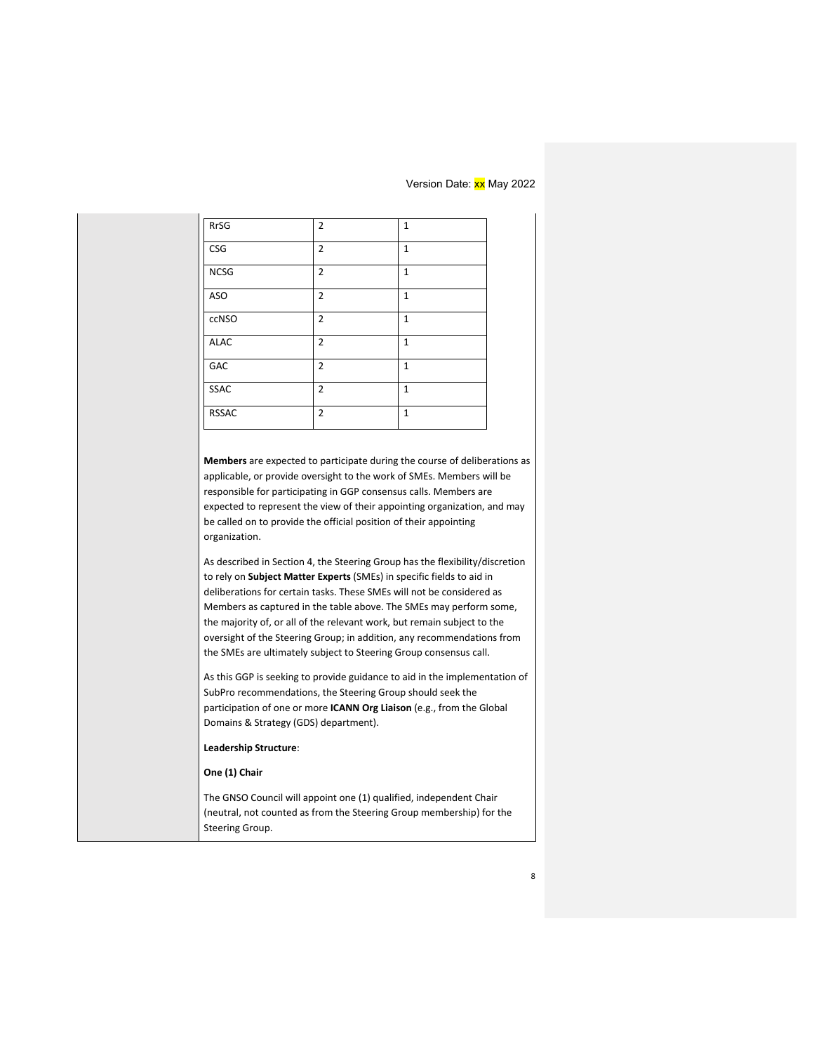| RrSG | 2 | 1 |
|---|---|---|
| CSG | 2 | 1 |
| NCSG | 2 | 1 |
| ASO | 2 | 1 |
| ccNSO | 2 | 1 |
| ALAC | 2 | 1 |
| GAC | 2 | 1 |
| SSAC | 2 | 1 |
| RSSAC | 2 | 1 |

**Members** are expected to participate during the course of deliberations as applicable, or provide oversight to the work of SMEs. Members will be responsible for participating in GGP consensus calls. Members are expected to represent the view of their appointing organization, and may be called on to provide the official position of their appointing organization.

As described in Section 4, the Steering Group has the flexibility/discretion to rely on **Subject Matter Experts** (SMEs) in specific fields to aid in deliberations for certain tasks. These SMEs will not be considered as Members as captured in the table above. The SMEs may perform some, the majority of, or all of the relevant work, but remain subject to the oversight of the Steering Group; in addition, any recommendations from the SMEs are ultimately subject to Steering Group consensus call.

As this GGP is seeking to provide guidance to aid in the implementation of SubPro recommendations, the Steering Group should seek the participation of one or more **ICANN Org Liaison** (e.g., from the Global Domains & Strategy (GDS) department).

**Leadership Structure**:

**One (1) Chair**

The GNSO Council will appoint one (1) qualified, independent Chair (neutral, not counted as from the Steering Group membership) for the Steering Group.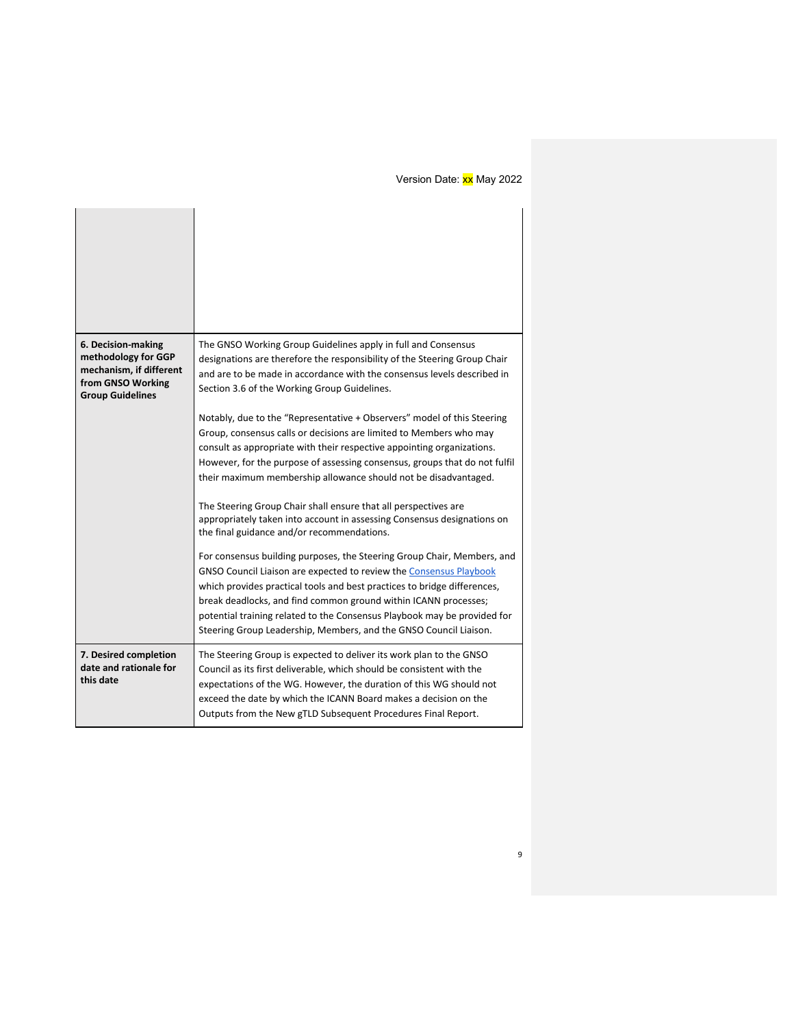Version Date: xx May 2022

| | |
|---|---|
| | |
| **6. Decision-making methodology for GGP mechanism, if different from GNSO Working Group Guidelines** | The GNSO Working Group Guidelines apply in full and Consensus designations are therefore the responsibility of the Steering Group Chair and are to be made in accordance with the consensus levels described in Section 3.6 of the Working Group Guidelines.<br><br>Notably, due to the "Representative + Observers" model of this Steering Group, consensus calls or decisions are limited to Members who may consult as appropriate with their respective appointing organizations. However, for the purpose of assessing consensus, groups that do not fulfil their maximum membership allowance should not be disadvantaged.<br><br>The Steering Group Chair shall ensure that all perspectives are appropriately taken into account in assessing Consensus designations on the final guidance and/or recommendations.<br><br>For consensus building purposes, the Steering Group Chair, Members, and GNSO Council Liaison are expected to review the [Consensus Playbook](Consensus Playbook) which provides practical tools and best practices to bridge differences, break deadlocks, and find common ground within ICANN processes; potential training related to the Consensus Playbook may be provided for Steering Group Leadership, Members, and the GNSO Council Liaison. |
| **7. Desired completion date and rationale for this date** | The Steering Group is expected to deliver its work plan to the GNSO Council as its first deliverable, which should be consistent with the expectations of the WG. However, the duration of this WG should not exceed the date by which the ICANN Board makes a decision on the Outputs from the New gTLD Subsequent Procedures Final Report. |